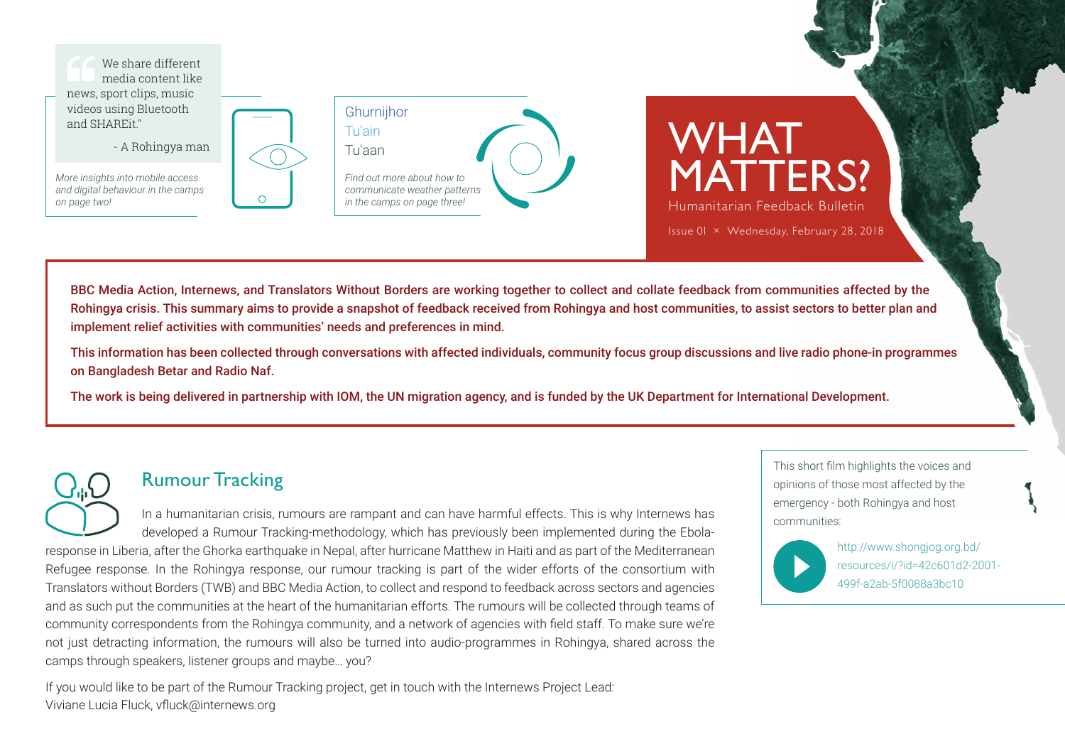> "We share different media content like news, sport clips, music videos using Bluetooth and SHAREit."
>
> - A Rohingya man

*More insights into mobile access and digital behaviour in the camps on page two!*

Ghurnijhor
Tu'ain
Tu'aan

*Find out more about how to communicate weather patterns in the camps on page three!*

# WHAT MATTERS?

Humanitarian Feedback Bulletin

Issue 01 × Wednesday, February 28, 2018

**BBC Media Action, Internews, and Translators Without Borders are working together to collect and collate feedback from communities affected by the Rohingya crisis. This summary aims to provide a snapshot of feedback received from Rohingya and host communities, to assist sectors to better plan and implement relief activities with communities' needs and preferences in mind.**

**This information has been collected through conversations with affected individuals, community focus group discussions and live radio phone-in programmes on Bangladesh Betar and Radio Naf.**

**The work is being delivered in partnership with IOM, the UN migration agency, and is funded by the UK Department for International Development.**

## Rumour Tracking

In a humanitarian crisis, rumours are rampant and can have harmful effects. This is why Internews has developed a Rumour Tracking-methodology, which has previously been implemented during the Ebola-response in Liberia, after the Ghorka earthquake in Nepal, after hurricane Matthew in Haiti and as part of the Mediterranean Refugee response. In the Rohingya response, our rumour tracking is part of the wider efforts of the consortium with Translators without Borders (TWB) and BBC Media Action, to collect and respond to feedback across sectors and agencies and as such put the communities at the heart of the humanitarian efforts. The rumours will be collected through teams of community correspondents from the Rohingya community, and a network of agencies with field staff. To make sure we're not just detracting information, the rumours will also be turned into audio-programmes in Rohingya, shared across the camps through speakers, listener groups and maybe... you?

If you would like to be part of the Rumour Tracking project, get in touch with the Internews Project Lead:
Viviane Lucia Fluck, vfluck@internews.org

This short film highlights the voices and opinions of those most affected by the emergency - both Rohingya and host communities:

http://www.shongjog.org.bd/resources/i/?id=42c601d2-2001-499f-a2ab-5f0088a3bc10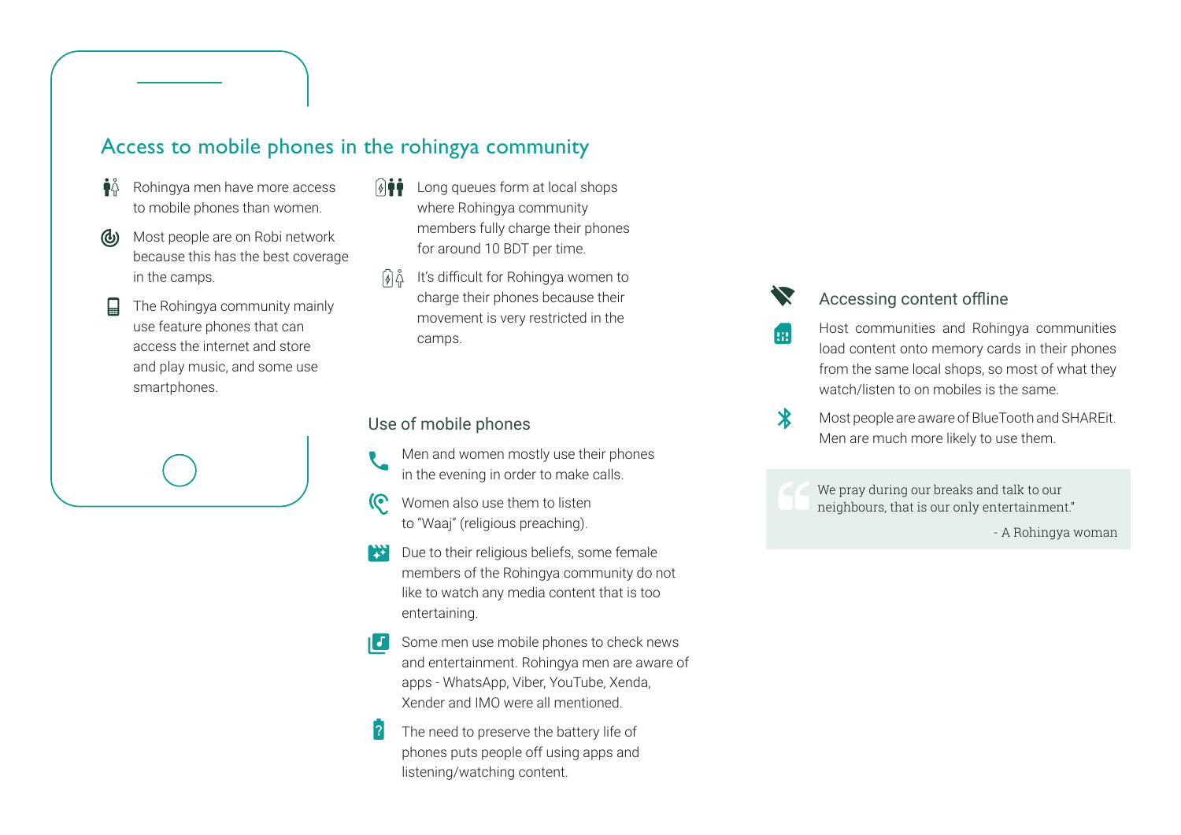## Access to mobile phones in the rohingya community

- Rohingya men have more access to mobile phones than women.
- Most people are on Robi network because this has the best coverage in the camps.
- The Rohingya community mainly use feature phones that can access the internet and store and play music, and some use smartphones.
- Long queues form at local shops where Rohingya community members fully charge their phones for around 10 BDT per time.
- It's difficult for Rohingya women to charge their phones because their movement is very restricted in the camps.

### Use of mobile phones

- Men and women mostly use their phones in the evening in order to make calls.
- Women also use them to listen to "Waaj" (religious preaching).
- Due to their religious beliefs, some female members of the Rohingya community do not like to watch any media content that is too entertaining.
- Some men use mobile phones to check news and entertainment. Rohingya men are aware of apps - WhatsApp, Viber, YouTube, Xenda, Xender and IMO were all mentioned.
- The need to preserve the battery life of phones puts people off using apps and listening/watching content.

### Accessing content offline

- Host communities and Rohingya communities load content onto memory cards in their phones from the same local shops, so most of what they watch/listen to on mobiles is the same.
- Most people are aware of BlueTooth and SHAREit. Men are much more likely to use them.

> We pray during our breaks and talk to our neighbours, that is our only entertainment."
>
> - A Rohingya woman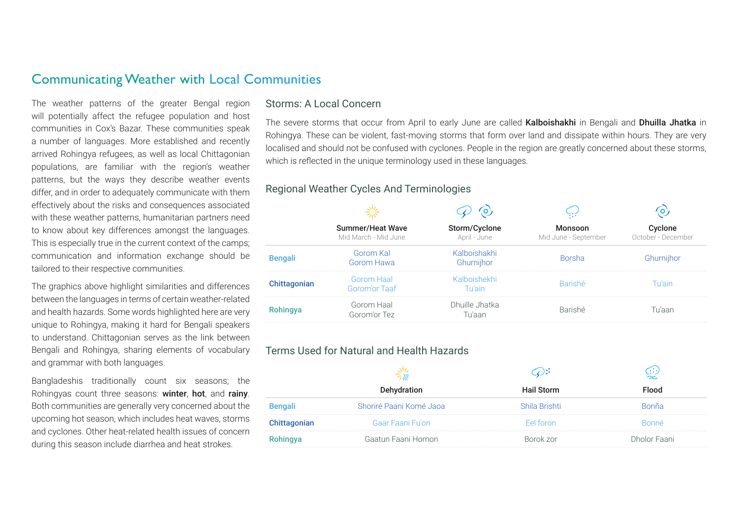## Communicating Weather with Local Communities

The weather patterns of the greater Bengal region will potentially affect the refugee population and host communities in Cox's Bazar. These communities speak a number of languages. More established and recently arrived Rohingya refugees, as well as local Chittagonian populations, are familiar with the region's weather patterns, but the ways they describe weather events differ, and in order to adequately communicate with them effectively about the risks and consequences associated with these weather patterns, humanitarian partners need to know about key differences amongst the languages. This is especially true in the current context of the camps; communication and information exchange should be tailored to their respective communities.

The graphics above highlight similarities and differences between the languages in terms of certain weather-related and health hazards. Some words highlighted here are very unique to Rohingya, making it hard for Bengali speakers to understand. Chittagonian serves as the link between Bengali and Rohingya, sharing elements of vocabulary and grammar with both languages.

Bangladeshis traditionally count six seasons; the Rohingyas count three seasons: **winter**, **hot**, and **rainy**. Both communities are generally very concerned about the upcoming hot season, which includes heat waves, storms and cyclones. Other heat-related health issues of concern during this season include diarrhea and heat strokes.

### Storms: A Local Concern

The severe storms that occur from April to early June are called **Kalboishakhi** in Bengali and **Dhuilla Jhatka** in Rohingya. These can be violent, fast-moving storms that form over land and dissipate within hours. They are very localised and should not be confused with cyclones. People in the region are greatly concerned about these storms, which is reflected in the unique terminology used in these languages.

### Regional Weather Cycles And Terminologies

| | Summer/Heat Wave<br>Mid March - Mid June | Storm/Cyclone<br>April - June | Monsoon<br>Mid June - September | Cyclone<br>October - December |
|---|---|---|---|---|
| **Bengali** | Gorom Kal<br>Gorom Hawa | Kalboishakhi<br>Ghurnijhor | Borsha | Ghurnijhor |
| **Chittagonian** | Gorom Haal<br>Gorom'or Taaf | Kalboishekhi<br>Tu'ain | Barishé | Tu'ain |
| **Rohingya** | Gorom Haal<br>Gorom'or Tez | Dhuille Jhatka<br>Tu'aan | Barishé | Tu'aan |

### Terms Used for Natural and Health Hazards

| | Dehydration | Hail Storm | Flood |
|---|---|---|---|
| **Bengali** | Shoriré Paani Komé Jaoa | Shila Brishti | Bonña |
| **Chittagonian** | Gaar Faani Fu'on | Eel foron | Bonné |
| **Rohingya** | Gaatun Faani Homon | Borok zor | Dholor Faani |